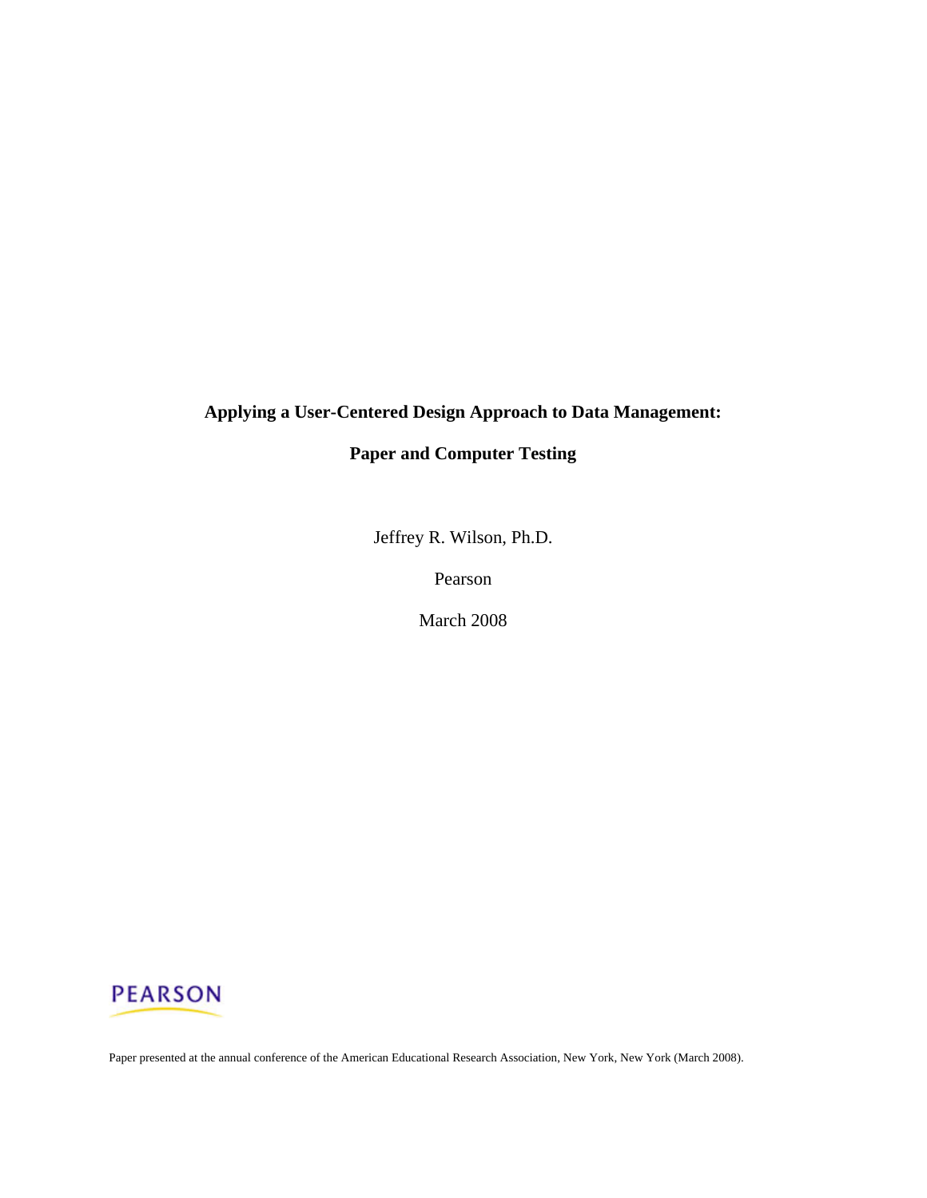# Applying a User-Centered Design Approach to Data Management:

# Paper and Computer Testing

Jeffrey R. Wilson, Ph.D.

Pearson

March 2008

PEARSON

Paper presented at the annual conference of the American Educational Research Association, New York, New York (March 2008).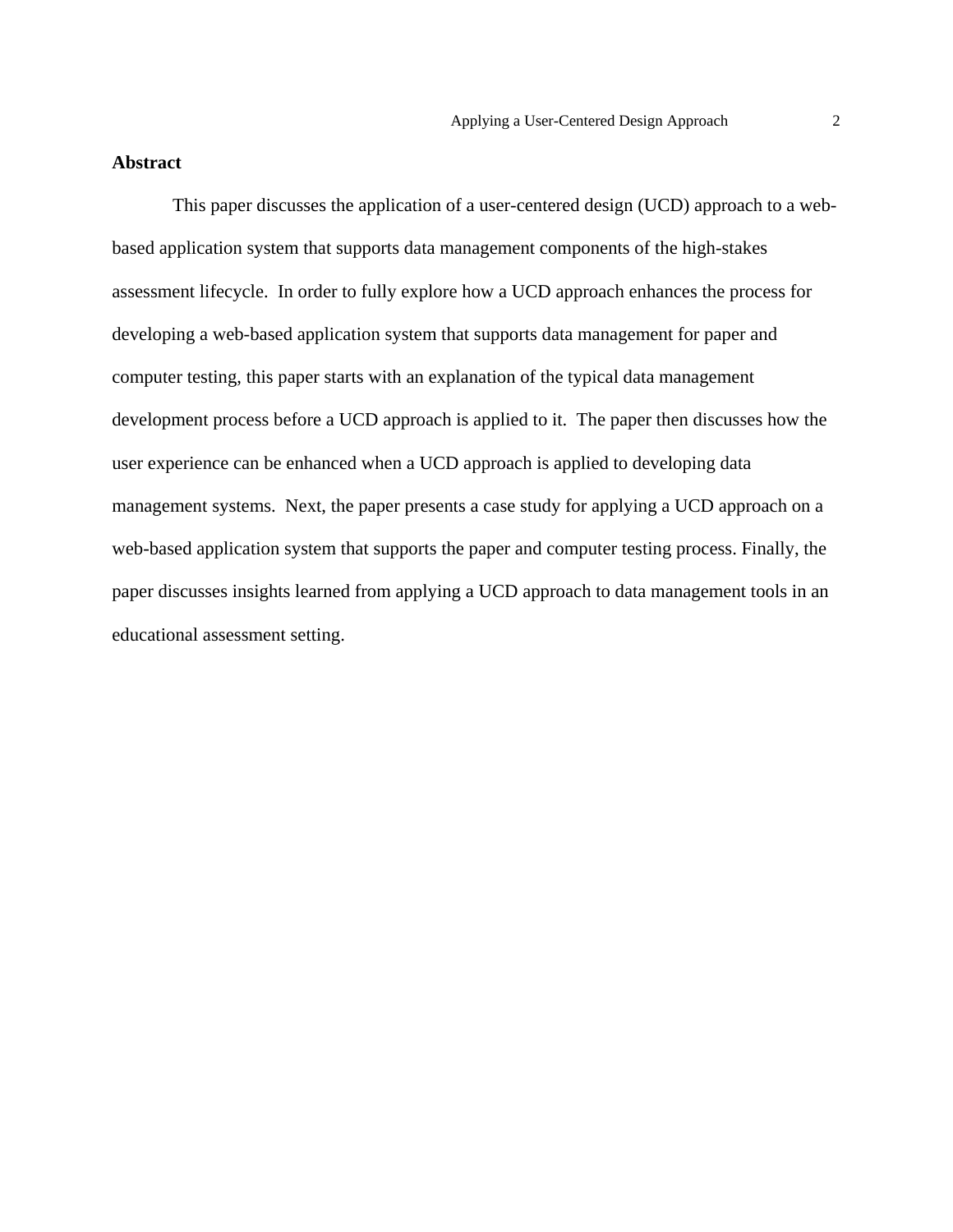## Abstract

This paper discusses the application of a user-centered design (UCD) approach to a web-based application system that supports data management components of the high-stakes assessment lifecycle. In order to fully explore how a UCD approach enhances the process for developing a web-based application system that supports data management for paper and computer testing, this paper starts with an explanation of the typical data management development process before a UCD approach is applied to it. The paper then discusses how the user experience can be enhanced when a UCD approach is applied to developing data management systems. Next, the paper presents a case study for applying a UCD approach on a web-based application system that supports the paper and computer testing process. Finally, the paper discusses insights learned from applying a UCD approach to data management tools in an educational assessment setting.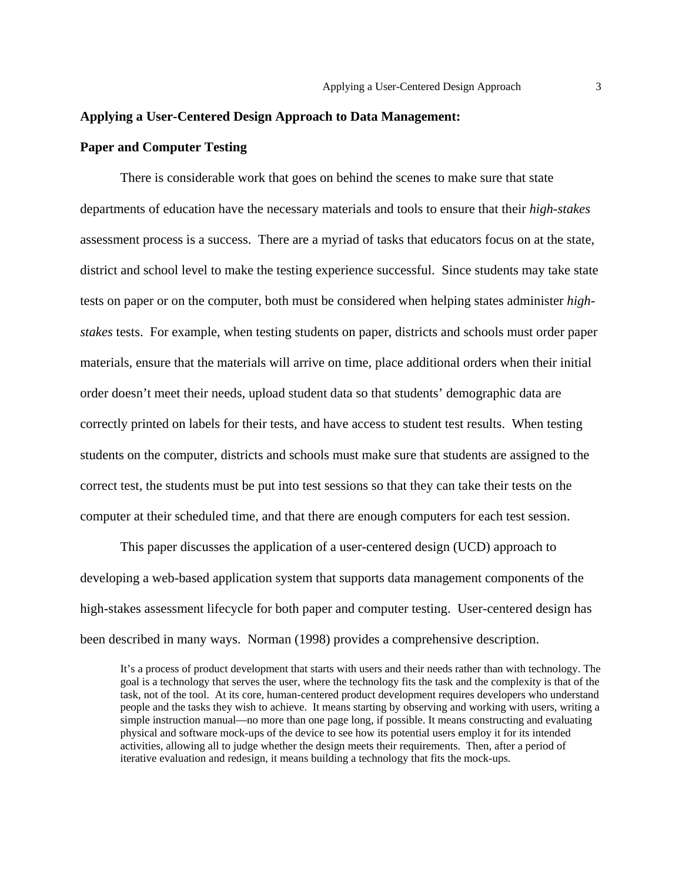# Applying a User-Centered Design Approach to Data Management: Paper and Computer Testing

There is considerable work that goes on behind the scenes to make sure that state departments of education have the necessary materials and tools to ensure that their *high-stakes* assessment process is a success. There are a myriad of tasks that educators focus on at the state, district and school level to make the testing experience successful. Since students may take state tests on paper or on the computer, both must be considered when helping states administer *high-stakes* tests. For example, when testing students on paper, districts and schools must order paper materials, ensure that the materials will arrive on time, place additional orders when their initial order doesn't meet their needs, upload student data so that students' demographic data are correctly printed on labels for their tests, and have access to student test results. When testing students on the computer, districts and schools must make sure that students are assigned to the correct test, the students must be put into test sessions so that they can take their tests on the computer at their scheduled time, and that there are enough computers for each test session.

This paper discusses the application of a user-centered design (UCD) approach to developing a web-based application system that supports data management components of the high-stakes assessment lifecycle for both paper and computer testing. User-centered design has been described in many ways. Norman (1998) provides a comprehensive description.

> It's a process of product development that starts with users and their needs rather than with technology. The goal is a technology that serves the user, where the technology fits the task and the complexity is that of the task, not of the tool. At its core, human-centered product development requires developers who understand people and the tasks they wish to achieve. It means starting by observing and working with users, writing a simple instruction manual—no more than one page long, if possible. It means constructing and evaluating physical and software mock-ups of the device to see how its potential users employ it for its intended activities, allowing all to judge whether the design meets their requirements. Then, after a period of iterative evaluation and redesign, it means building a technology that fits the mock-ups.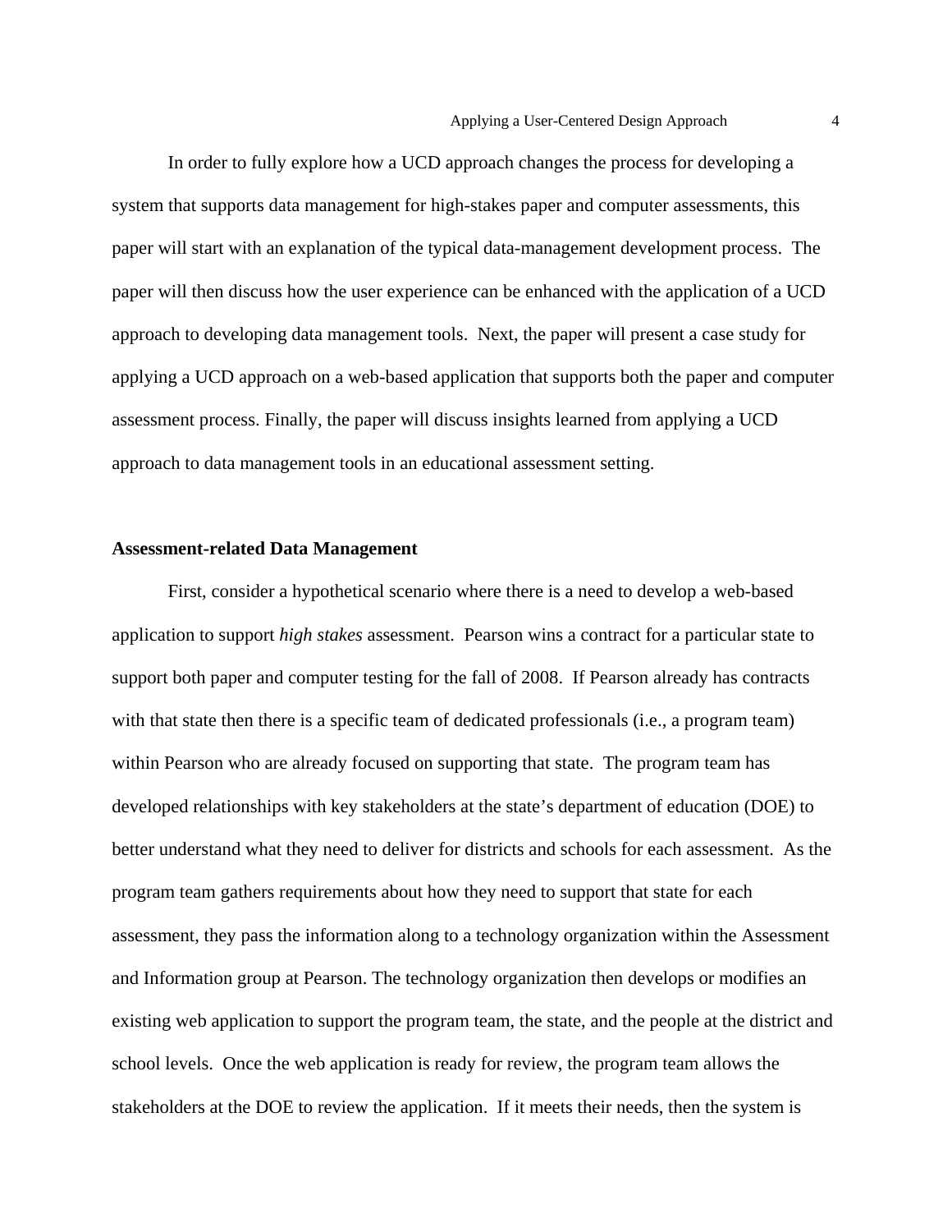In order to fully explore how a UCD approach changes the process for developing a system that supports data management for high-stakes paper and computer assessments, this paper will start with an explanation of the typical data-management development process. The paper will then discuss how the user experience can be enhanced with the application of a UCD approach to developing data management tools. Next, the paper will present a case study for applying a UCD approach on a web-based application that supports both the paper and computer assessment process. Finally, the paper will discuss insights learned from applying a UCD approach to data management tools in an educational assessment setting.

**Assessment-related Data Management**

First, consider a hypothetical scenario where there is a need to develop a web-based application to support *high stakes* assessment. Pearson wins a contract for a particular state to support both paper and computer testing for the fall of 2008. If Pearson already has contracts with that state then there is a specific team of dedicated professionals (i.e., a program team) within Pearson who are already focused on supporting that state. The program team has developed relationships with key stakeholders at the state's department of education (DOE) to better understand what they need to deliver for districts and schools for each assessment. As the program team gathers requirements about how they need to support that state for each assessment, they pass the information along to a technology organization within the Assessment and Information group at Pearson. The technology organization then develops or modifies an existing web application to support the program team, the state, and the people at the district and school levels. Once the web application is ready for review, the program team allows the stakeholders at the DOE to review the application. If it meets their needs, then the system is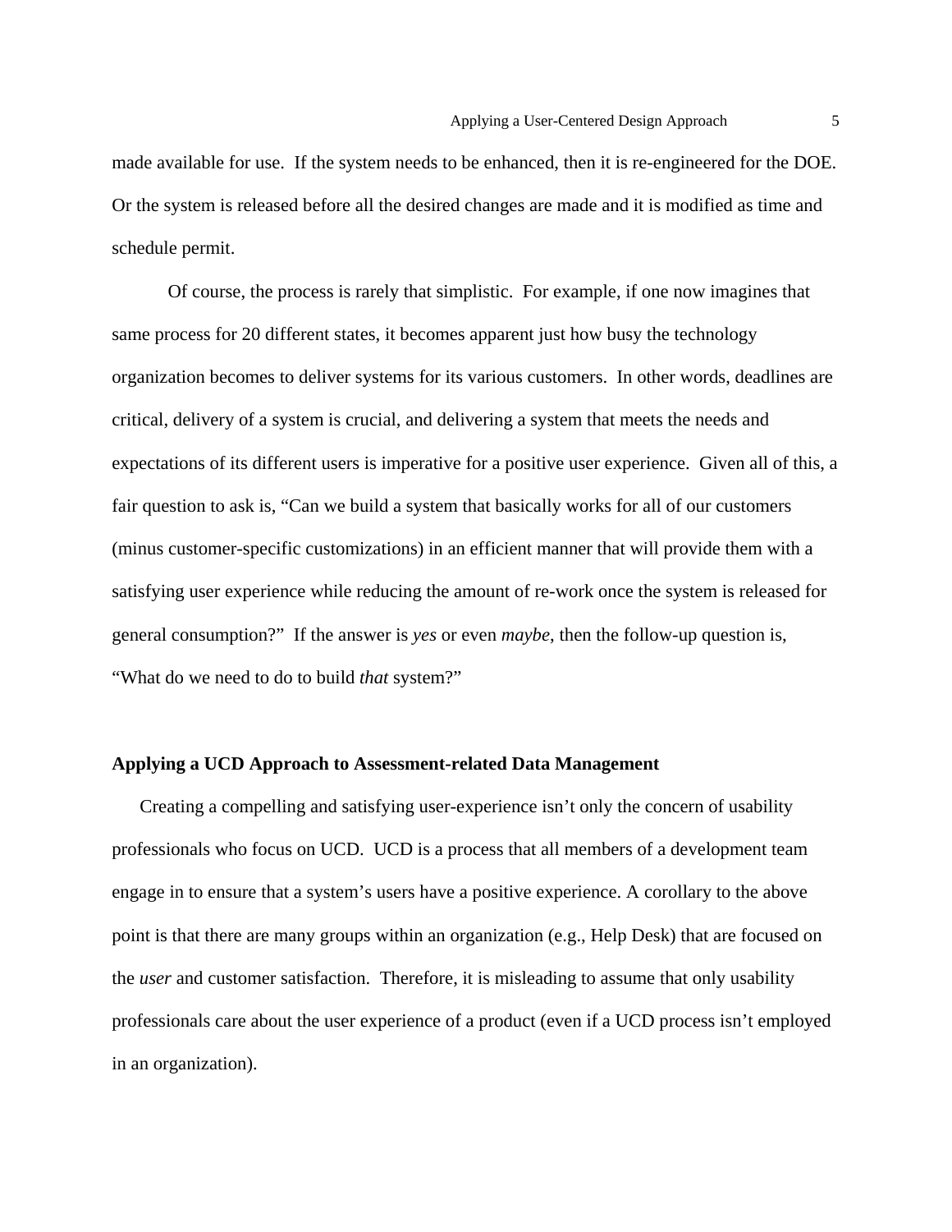made available for use. If the system needs to be enhanced, then it is re-engineered for the DOE. Or the system is released before all the desired changes are made and it is modified as time and schedule permit.

Of course, the process is rarely that simplistic. For example, if one now imagines that same process for 20 different states, it becomes apparent just how busy the technology organization becomes to deliver systems for its various customers. In other words, deadlines are critical, delivery of a system is crucial, and delivering a system that meets the needs and expectations of its different users is imperative for a positive user experience. Given all of this, a fair question to ask is, "Can we build a system that basically works for all of our customers (minus customer-specific customizations) in an efficient manner that will provide them with a satisfying user experience while reducing the amount of re-work once the system is released for general consumption?" If the answer is *yes* or even *maybe*, then the follow-up question is, "What do we need to do to build *that* system?"

## Applying a UCD Approach to Assessment-related Data Management

Creating a compelling and satisfying user-experience isn't only the concern of usability professionals who focus on UCD. UCD is a process that all members of a development team engage in to ensure that a system's users have a positive experience. A corollary to the above point is that there are many groups within an organization (e.g., Help Desk) that are focused on the *user* and customer satisfaction. Therefore, it is misleading to assume that only usability professionals care about the user experience of a product (even if a UCD process isn't employed in an organization).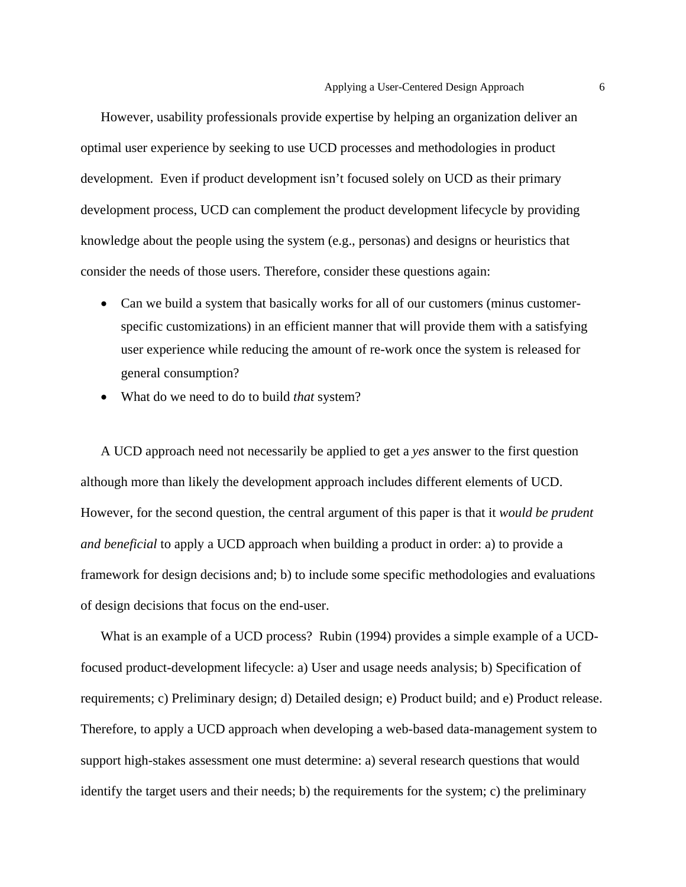However, usability professionals provide expertise by helping an organization deliver an optimal user experience by seeking to use UCD processes and methodologies in product development. Even if product development isn't focused solely on UCD as their primary development process, UCD can complement the product development lifecycle by providing knowledge about the people using the system (e.g., personas) and designs or heuristics that consider the needs of those users. Therefore, consider these questions again:

- Can we build a system that basically works for all of our customers (minus customer-specific customizations) in an efficient manner that will provide them with a satisfying user experience while reducing the amount of re-work once the system is released for general consumption?
- What do we need to do to build *that* system?

A UCD approach need not necessarily be applied to get a *yes* answer to the first question although more than likely the development approach includes different elements of UCD. However, for the second question, the central argument of this paper is that it *would be prudent and beneficial* to apply a UCD approach when building a product in order: a) to provide a framework for design decisions and; b) to include some specific methodologies and evaluations of design decisions that focus on the end-user.

What is an example of a UCD process? Rubin (1994) provides a simple example of a UCD-focused product-development lifecycle: a) User and usage needs analysis; b) Specification of requirements; c) Preliminary design; d) Detailed design; e) Product build; and e) Product release. Therefore, to apply a UCD approach when developing a web-based data-management system to support high-stakes assessment one must determine: a) several research questions that would identify the target users and their needs; b) the requirements for the system; c) the preliminary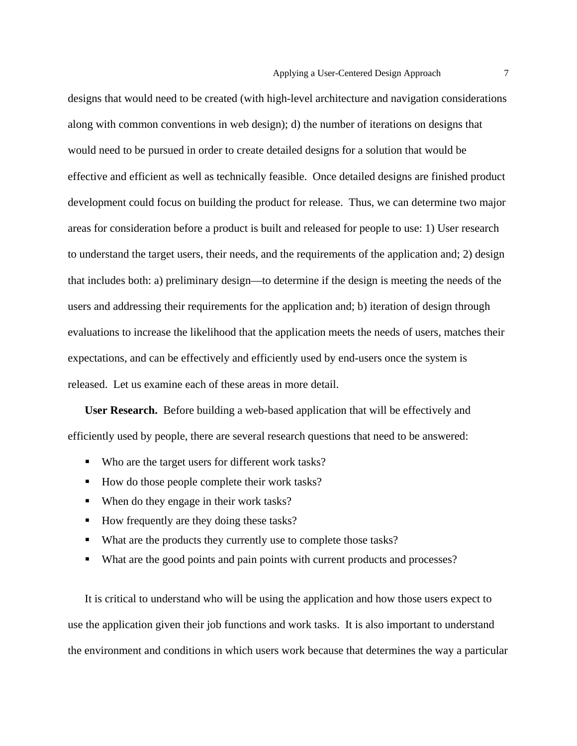designs that would need to be created (with high-level architecture and navigation considerations along with common conventions in web design); d) the number of iterations on designs that would need to be pursued in order to create detailed designs for a solution that would be effective and efficient as well as technically feasible. Once detailed designs are finished product development could focus on building the product for release. Thus, we can determine two major areas for consideration before a product is built and released for people to use: 1) User research to understand the target users, their needs, and the requirements of the application and; 2) design that includes both: a) preliminary design—to determine if the design is meeting the needs of the users and addressing their requirements for the application and; b) iteration of design through evaluations to increase the likelihood that the application meets the needs of users, matches their expectations, and can be effectively and efficiently used by end-users once the system is released. Let us examine each of these areas in more detail.

**User Research.** Before building a web-based application that will be effectively and efficiently used by people, there are several research questions that need to be answered:

- Who are the target users for different work tasks?
- How do those people complete their work tasks?
- When do they engage in their work tasks?
- How frequently are they doing these tasks?
- What are the products they currently use to complete those tasks?
- What are the good points and pain points with current products and processes?

It is critical to understand who will be using the application and how those users expect to use the application given their job functions and work tasks. It is also important to understand the environment and conditions in which users work because that determines the way a particular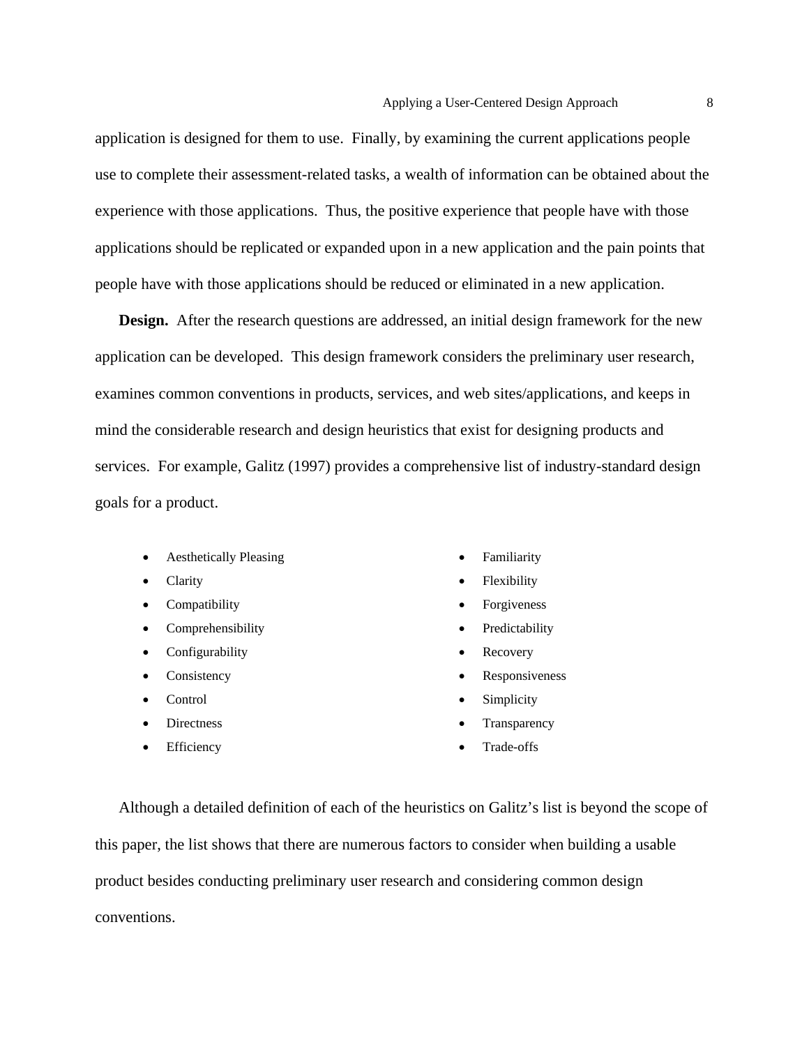application is designed for them to use. Finally, by examining the current applications people use to complete their assessment-related tasks, a wealth of information can be obtained about the experience with those applications. Thus, the positive experience that people have with those applications should be replicated or expanded upon in a new application and the pain points that people have with those applications should be reduced or eliminated in a new application.

**Design.** After the research questions are addressed, an initial design framework for the new application can be developed. This design framework considers the preliminary user research, examines common conventions in products, services, and web sites/applications, and keeps in mind the considerable research and design heuristics that exist for designing products and services. For example, Galitz (1997) provides a comprehensive list of industry-standard design goals for a product.

- Aesthetically Pleasing
- Clarity
- Compatibility
- Comprehensibility
- Configurability
- Consistency
- Control
- Directness
- Efficiency
- Familiarity
- Flexibility
- Forgiveness
- Predictability
- Recovery
- Responsiveness
- Simplicity
- Transparency
- Trade-offs

Although a detailed definition of each of the heuristics on Galitz's list is beyond the scope of this paper, the list shows that there are numerous factors to consider when building a usable product besides conducting preliminary user research and considering common design conventions.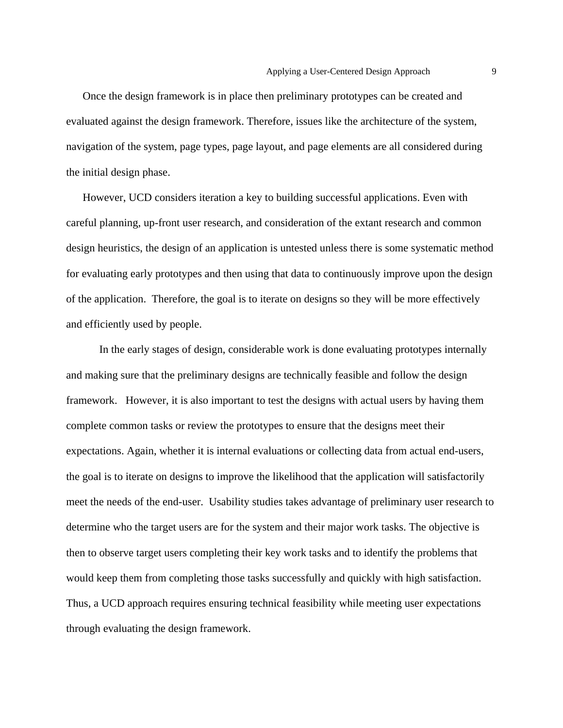Once the design framework is in place then preliminary prototypes can be created and evaluated against the design framework. Therefore, issues like the architecture of the system, navigation of the system, page types, page layout, and page elements are all considered during the initial design phase.

However, UCD considers iteration a key to building successful applications. Even with careful planning, up-front user research, and consideration of the extant research and common design heuristics, the design of an application is untested unless there is some systematic method for evaluating early prototypes and then using that data to continuously improve upon the design of the application. Therefore, the goal is to iterate on designs so they will be more effectively and efficiently used by people.

In the early stages of design, considerable work is done evaluating prototypes internally and making sure that the preliminary designs are technically feasible and follow the design framework. However, it is also important to test the designs with actual users by having them complete common tasks or review the prototypes to ensure that the designs meet their expectations. Again, whether it is internal evaluations or collecting data from actual end-users, the goal is to iterate on designs to improve the likelihood that the application will satisfactorily meet the needs of the end-user. Usability studies takes advantage of preliminary user research to determine who the target users are for the system and their major work tasks. The objective is then to observe target users completing their key work tasks and to identify the problems that would keep them from completing those tasks successfully and quickly with high satisfaction. Thus, a UCD approach requires ensuring technical feasibility while meeting user expectations through evaluating the design framework.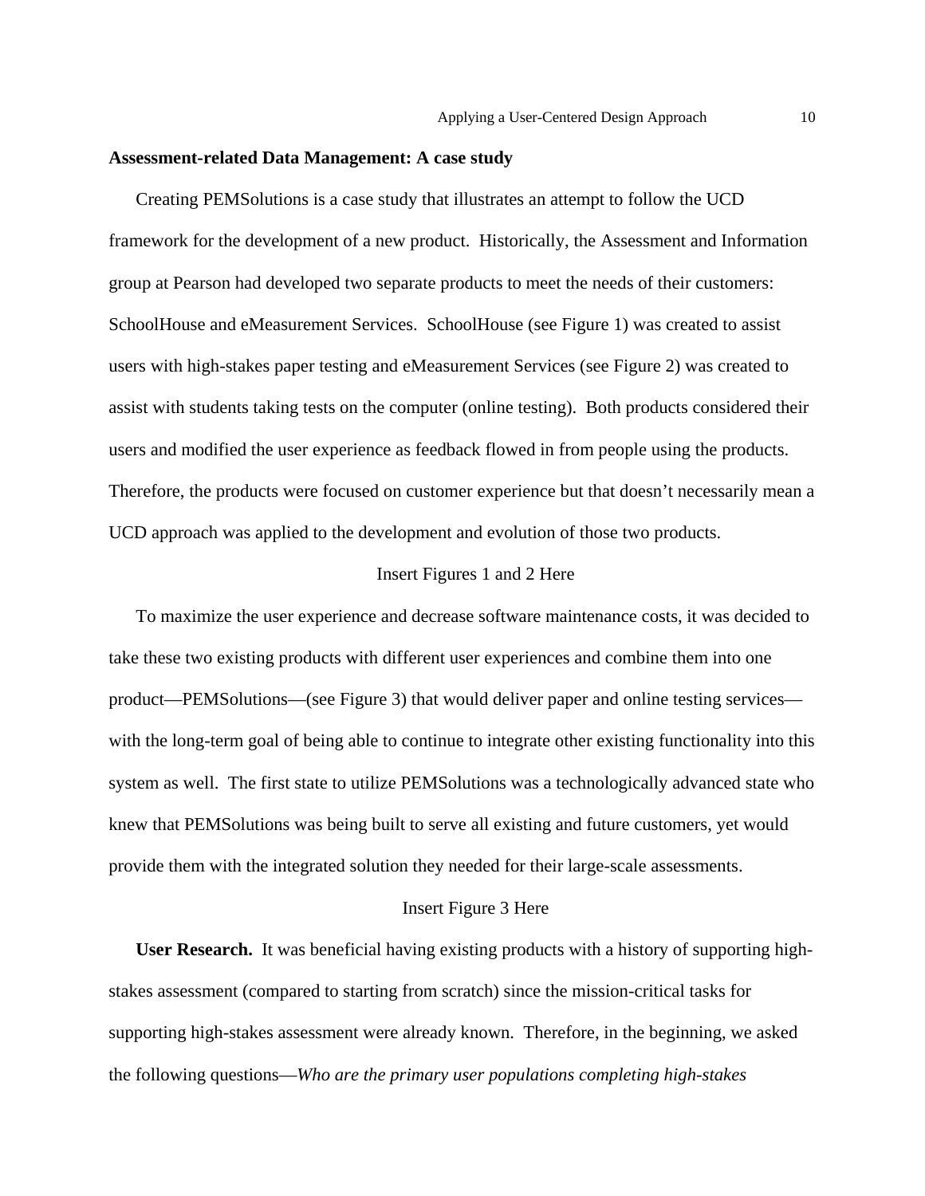**Assessment-related Data Management: A case study**

Creating PEMSolutions is a case study that illustrates an attempt to follow the UCD framework for the development of a new product. Historically, the Assessment and Information group at Pearson had developed two separate products to meet the needs of their customers: SchoolHouse and eMeasurement Services. SchoolHouse (see Figure 1) was created to assist users with high-stakes paper testing and eMeasurement Services (see Figure 2) was created to assist with students taking tests on the computer (online testing). Both products considered their users and modified the user experience as feedback flowed in from people using the products. Therefore, the products were focused on customer experience but that doesn't necessarily mean a UCD approach was applied to the development and evolution of those two products.

Insert Figures 1 and 2 Here

To maximize the user experience and decrease software maintenance costs, it was decided to take these two existing products with different user experiences and combine them into one product—PEMSolutions—(see Figure 3) that would deliver paper and online testing services—with the long-term goal of being able to continue to integrate other existing functionality into this system as well. The first state to utilize PEMSolutions was a technologically advanced state who knew that PEMSolutions was being built to serve all existing and future customers, yet would provide them with the integrated solution they needed for their large-scale assessments.

Insert Figure 3 Here

**User Research.** It was beneficial having existing products with a history of supporting high-stakes assessment (compared to starting from scratch) since the mission-critical tasks for supporting high-stakes assessment were already known. Therefore, in the beginning, we asked the following questions—*Who are the primary user populations completing high-stakes*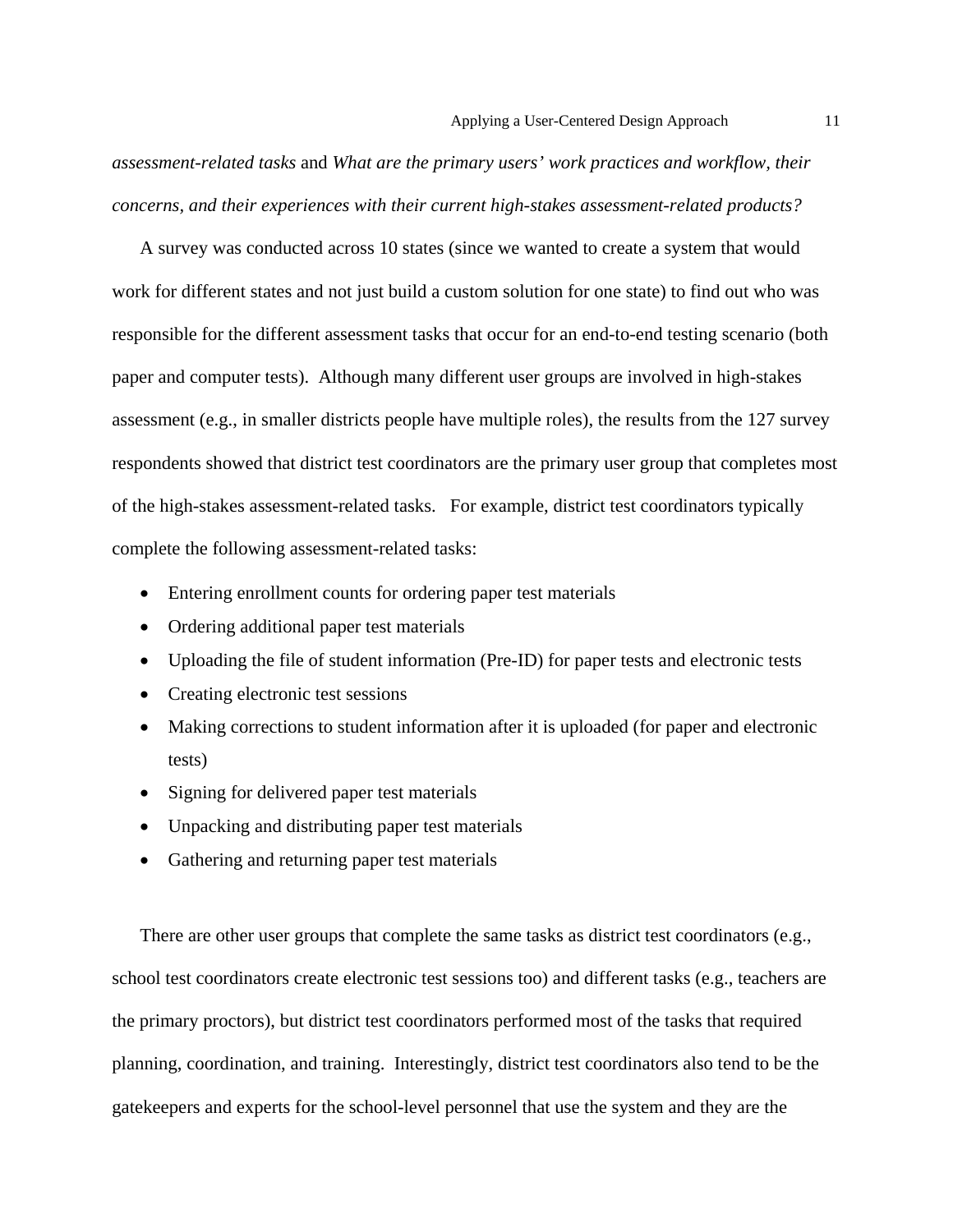*assessment-related tasks* and *What are the primary users' work practices and workflow, their concerns, and their experiences with their current high-stakes assessment-related products?*

A survey was conducted across 10 states (since we wanted to create a system that would work for different states and not just build a custom solution for one state) to find out who was responsible for the different assessment tasks that occur for an end-to-end testing scenario (both paper and computer tests). Although many different user groups are involved in high-stakes assessment (e.g., in smaller districts people have multiple roles), the results from the 127 survey respondents showed that district test coordinators are the primary user group that completes most of the high-stakes assessment-related tasks. For example, district test coordinators typically complete the following assessment-related tasks:

- Entering enrollment counts for ordering paper test materials
- Ordering additional paper test materials
- Uploading the file of student information (Pre-ID) for paper tests and electronic tests
- Creating electronic test sessions
- Making corrections to student information after it is uploaded (for paper and electronic tests)
- Signing for delivered paper test materials
- Unpacking and distributing paper test materials
- Gathering and returning paper test materials

There are other user groups that complete the same tasks as district test coordinators (e.g., school test coordinators create electronic test sessions too) and different tasks (e.g., teachers are the primary proctors), but district test coordinators performed most of the tasks that required planning, coordination, and training. Interestingly, district test coordinators also tend to be the gatekeepers and experts for the school-level personnel that use the system and they are the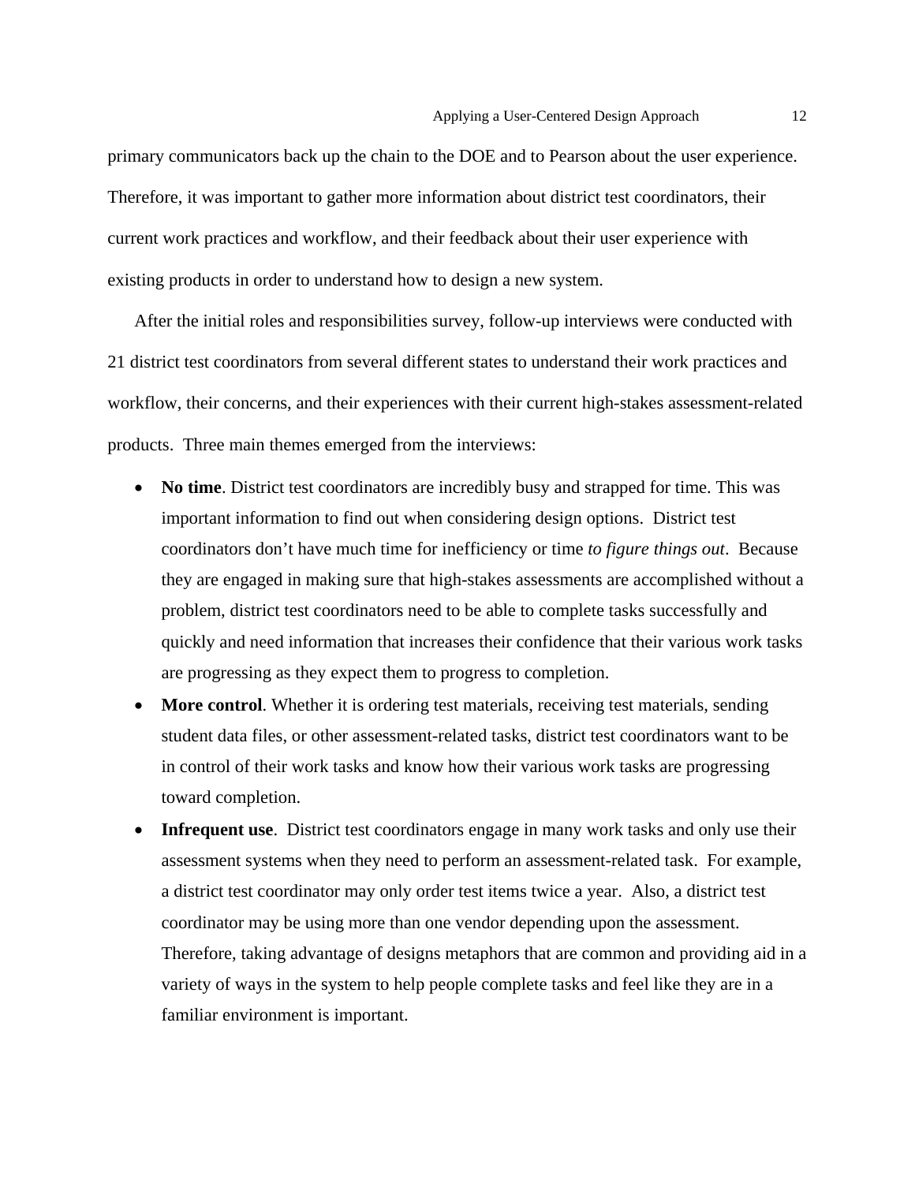primary communicators back up the chain to the DOE and to Pearson about the user experience. Therefore, it was important to gather more information about district test coordinators, their current work practices and workflow, and their feedback about their user experience with existing products in order to understand how to design a new system.

After the initial roles and responsibilities survey, follow-up interviews were conducted with 21 district test coordinators from several different states to understand their work practices and workflow, their concerns, and their experiences with their current high-stakes assessment-related products. Three main themes emerged from the interviews:

- **No time**. District test coordinators are incredibly busy and strapped for time. This was important information to find out when considering design options. District test coordinators don't have much time for inefficiency or time *to figure things out*. Because they are engaged in making sure that high-stakes assessments are accomplished without a problem, district test coordinators need to be able to complete tasks successfully and quickly and need information that increases their confidence that their various work tasks are progressing as they expect them to progress to completion.
- **More control**. Whether it is ordering test materials, receiving test materials, sending student data files, or other assessment-related tasks, district test coordinators want to be in control of their work tasks and know how their various work tasks are progressing toward completion.
- **Infrequent use**. District test coordinators engage in many work tasks and only use their assessment systems when they need to perform an assessment-related task. For example, a district test coordinator may only order test items twice a year. Also, a district test coordinator may be using more than one vendor depending upon the assessment. Therefore, taking advantage of designs metaphors that are common and providing aid in a variety of ways in the system to help people complete tasks and feel like they are in a familiar environment is important.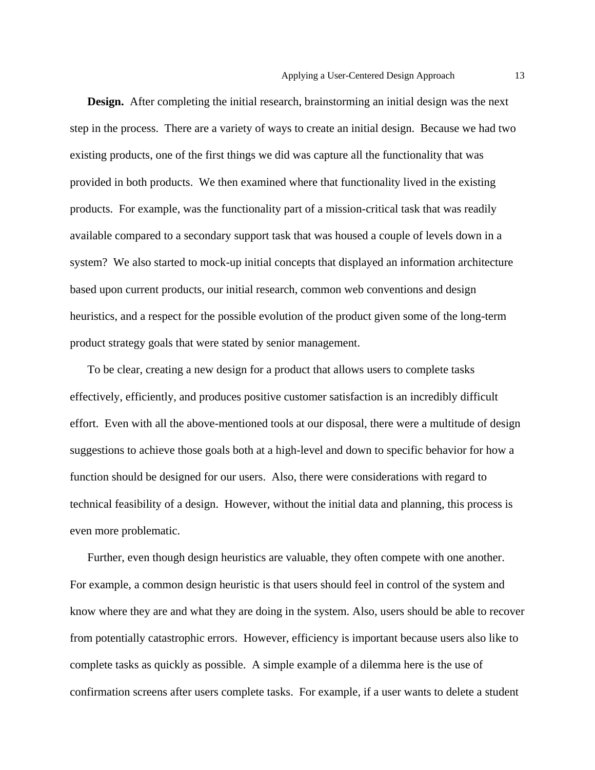**Design.** After completing the initial research, brainstorming an initial design was the next step in the process. There are a variety of ways to create an initial design. Because we had two existing products, one of the first things we did was capture all the functionality that was provided in both products. We then examined where that functionality lived in the existing products. For example, was the functionality part of a mission-critical task that was readily available compared to a secondary support task that was housed a couple of levels down in a system? We also started to mock-up initial concepts that displayed an information architecture based upon current products, our initial research, common web conventions and design heuristics, and a respect for the possible evolution of the product given some of the long-term product strategy goals that were stated by senior management.

To be clear, creating a new design for a product that allows users to complete tasks effectively, efficiently, and produces positive customer satisfaction is an incredibly difficult effort. Even with all the above-mentioned tools at our disposal, there were a multitude of design suggestions to achieve those goals both at a high-level and down to specific behavior for how a function should be designed for our users. Also, there were considerations with regard to technical feasibility of a design. However, without the initial data and planning, this process is even more problematic.

Further, even though design heuristics are valuable, they often compete with one another. For example, a common design heuristic is that users should feel in control of the system and know where they are and what they are doing in the system. Also, users should be able to recover from potentially catastrophic errors. However, efficiency is important because users also like to complete tasks as quickly as possible. A simple example of a dilemma here is the use of confirmation screens after users complete tasks. For example, if a user wants to delete a student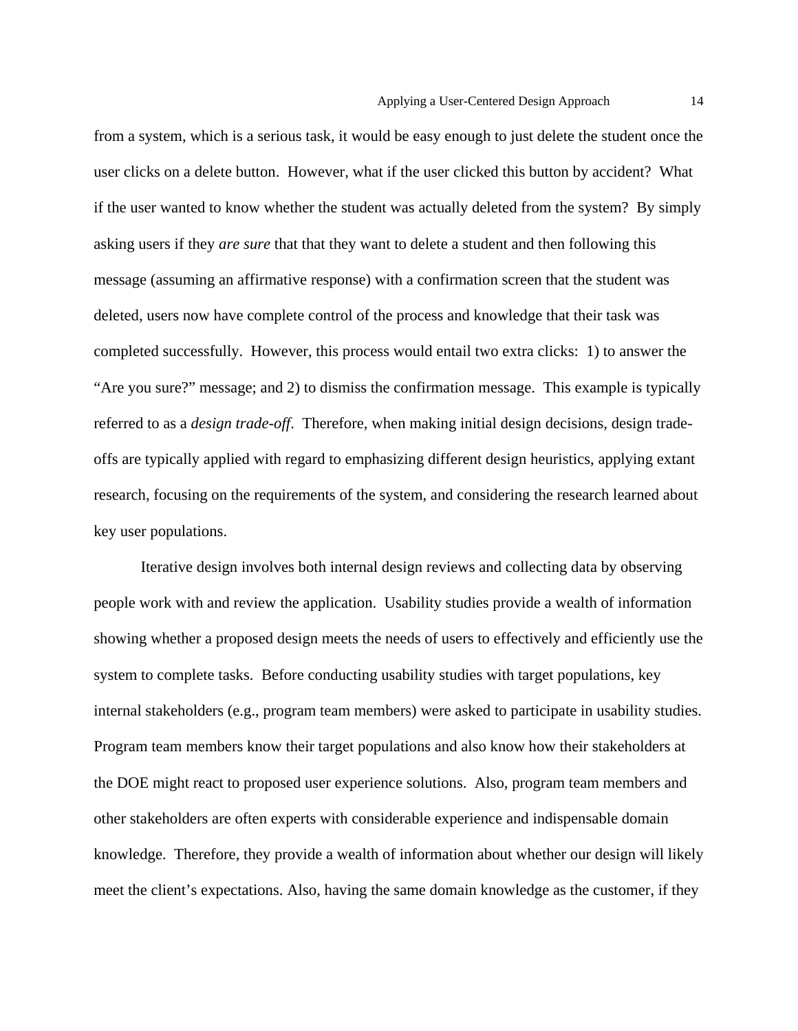from a system, which is a serious task, it would be easy enough to just delete the student once the user clicks on a delete button. However, what if the user clicked this button by accident? What if the user wanted to know whether the student was actually deleted from the system? By simply asking users if they *are sure* that that they want to delete a student and then following this message (assuming an affirmative response) with a confirmation screen that the student was deleted, users now have complete control of the process and knowledge that their task was completed successfully. However, this process would entail two extra clicks: 1) to answer the "Are you sure?" message; and 2) to dismiss the confirmation message. This example is typically referred to as a *design trade-off*. Therefore, when making initial design decisions, design trade-offs are typically applied with regard to emphasizing different design heuristics, applying extant research, focusing on the requirements of the system, and considering the research learned about key user populations.

Iterative design involves both internal design reviews and collecting data by observing people work with and review the application. Usability studies provide a wealth of information showing whether a proposed design meets the needs of users to effectively and efficiently use the system to complete tasks. Before conducting usability studies with target populations, key internal stakeholders (e.g., program team members) were asked to participate in usability studies. Program team members know their target populations and also know how their stakeholders at the DOE might react to proposed user experience solutions. Also, program team members and other stakeholders are often experts with considerable experience and indispensable domain knowledge. Therefore, they provide a wealth of information about whether our design will likely meet the client's expectations. Also, having the same domain knowledge as the customer, if they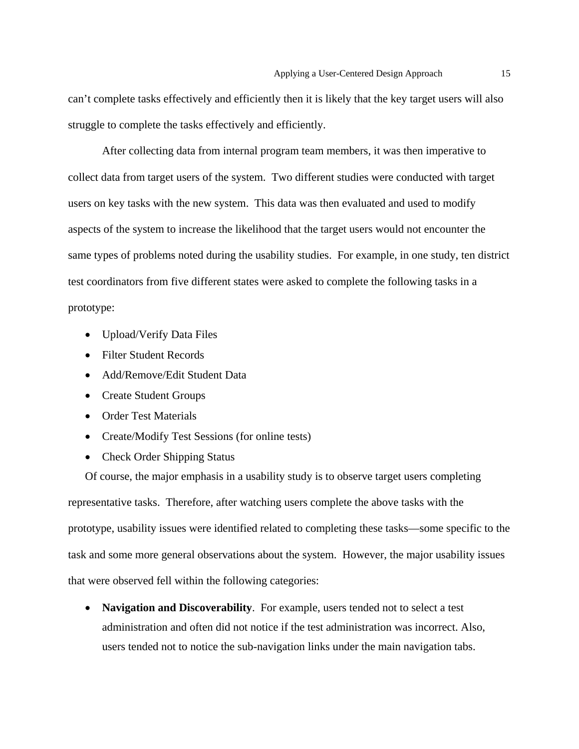can't complete tasks effectively and efficiently then it is likely that the key target users will also struggle to complete the tasks effectively and efficiently.

After collecting data from internal program team members, it was then imperative to collect data from target users of the system. Two different studies were conducted with target users on key tasks with the new system. This data was then evaluated and used to modify aspects of the system to increase the likelihood that the target users would not encounter the same types of problems noted during the usability studies. For example, in one study, ten district test coordinators from five different states were asked to complete the following tasks in a prototype:

- Upload/Verify Data Files
- Filter Student Records
- Add/Remove/Edit Student Data
- Create Student Groups
- Order Test Materials
- Create/Modify Test Sessions (for online tests)
- Check Order Shipping Status

Of course, the major emphasis in a usability study is to observe target users completing representative tasks. Therefore, after watching users complete the above tasks with the prototype, usability issues were identified related to completing these tasks—some specific to the task and some more general observations about the system. However, the major usability issues that were observed fell within the following categories:

- **Navigation and Discoverability**. For example, users tended not to select a test administration and often did not notice if the test administration was incorrect. Also, users tended not to notice the sub-navigation links under the main navigation tabs.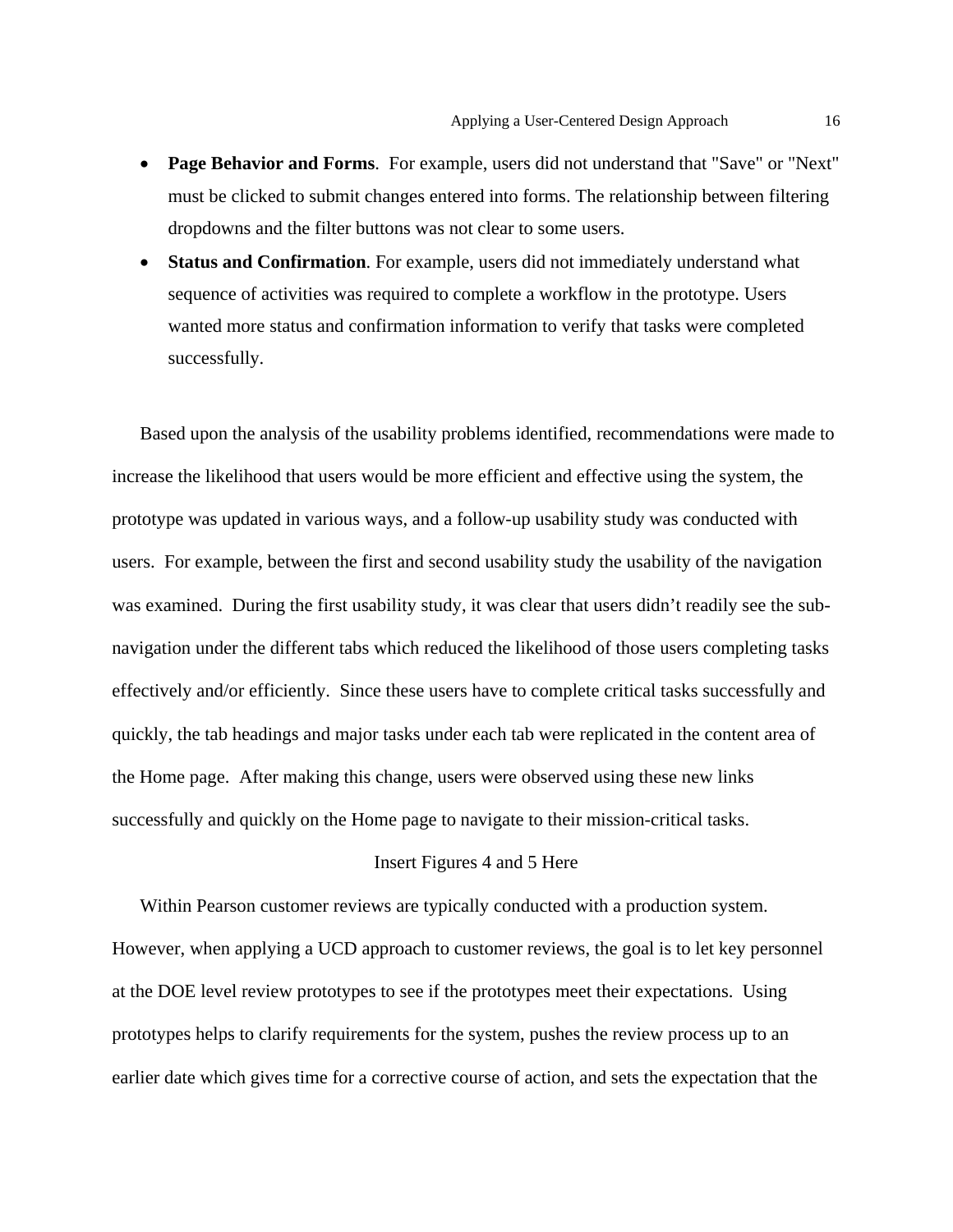- **Page Behavior and Forms**. For example, users did not understand that "Save" or "Next" must be clicked to submit changes entered into forms. The relationship between filtering dropdowns and the filter buttons was not clear to some users.
- **Status and Confirmation**. For example, users did not immediately understand what sequence of activities was required to complete a workflow in the prototype. Users wanted more status and confirmation information to verify that tasks were completed successfully.

Based upon the analysis of the usability problems identified, recommendations were made to increase the likelihood that users would be more efficient and effective using the system, the prototype was updated in various ways, and a follow-up usability study was conducted with users. For example, between the first and second usability study the usability of the navigation was examined. During the first usability study, it was clear that users didn't readily see the sub-navigation under the different tabs which reduced the likelihood of those users completing tasks effectively and/or efficiently. Since these users have to complete critical tasks successfully and quickly, the tab headings and major tasks under each tab were replicated in the content area of the Home page. After making this change, users were observed using these new links successfully and quickly on the Home page to navigate to their mission-critical tasks.

Insert Figures 4 and 5 Here

Within Pearson customer reviews are typically conducted with a production system. However, when applying a UCD approach to customer reviews, the goal is to let key personnel at the DOE level review prototypes to see if the prototypes meet their expectations. Using prototypes helps to clarify requirements for the system, pushes the review process up to an earlier date which gives time for a corrective course of action, and sets the expectation that the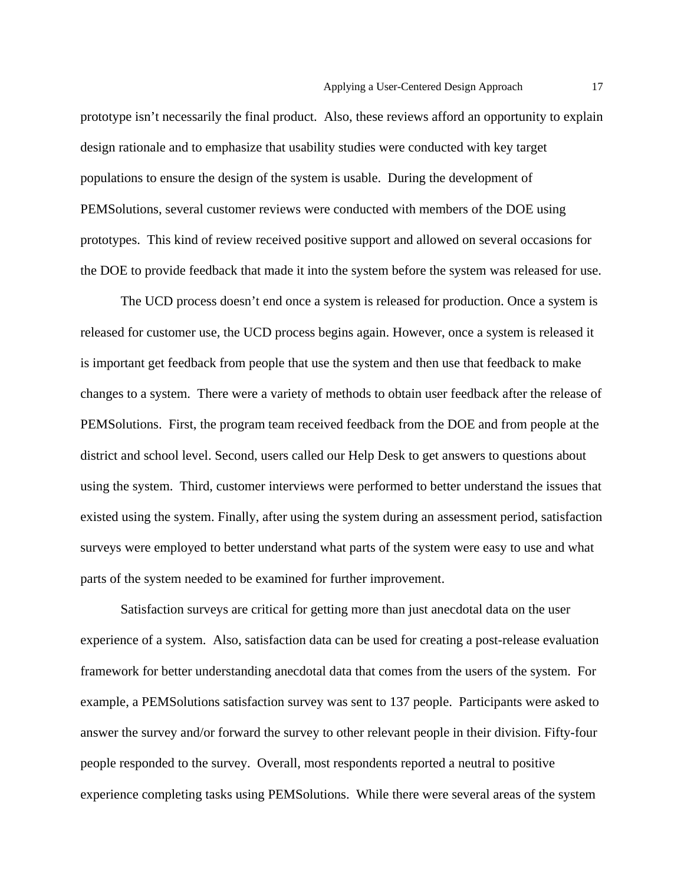prototype isn't necessarily the final product. Also, these reviews afford an opportunity to explain design rationale and to emphasize that usability studies were conducted with key target populations to ensure the design of the system is usable. During the development of PEMSolutions, several customer reviews were conducted with members of the DOE using prototypes. This kind of review received positive support and allowed on several occasions for the DOE to provide feedback that made it into the system before the system was released for use.

The UCD process doesn't end once a system is released for production. Once a system is released for customer use, the UCD process begins again. However, once a system is released it is important get feedback from people that use the system and then use that feedback to make changes to a system. There were a variety of methods to obtain user feedback after the release of PEMSolutions. First, the program team received feedback from the DOE and from people at the district and school level. Second, users called our Help Desk to get answers to questions about using the system. Third, customer interviews were performed to better understand the issues that existed using the system. Finally, after using the system during an assessment period, satisfaction surveys were employed to better understand what parts of the system were easy to use and what parts of the system needed to be examined for further improvement.

Satisfaction surveys are critical for getting more than just anecdotal data on the user experience of a system. Also, satisfaction data can be used for creating a post-release evaluation framework for better understanding anecdotal data that comes from the users of the system. For example, a PEMSolutions satisfaction survey was sent to 137 people. Participants were asked to answer the survey and/or forward the survey to other relevant people in their division. Fifty-four people responded to the survey. Overall, most respondents reported a neutral to positive experience completing tasks using PEMSolutions. While there were several areas of the system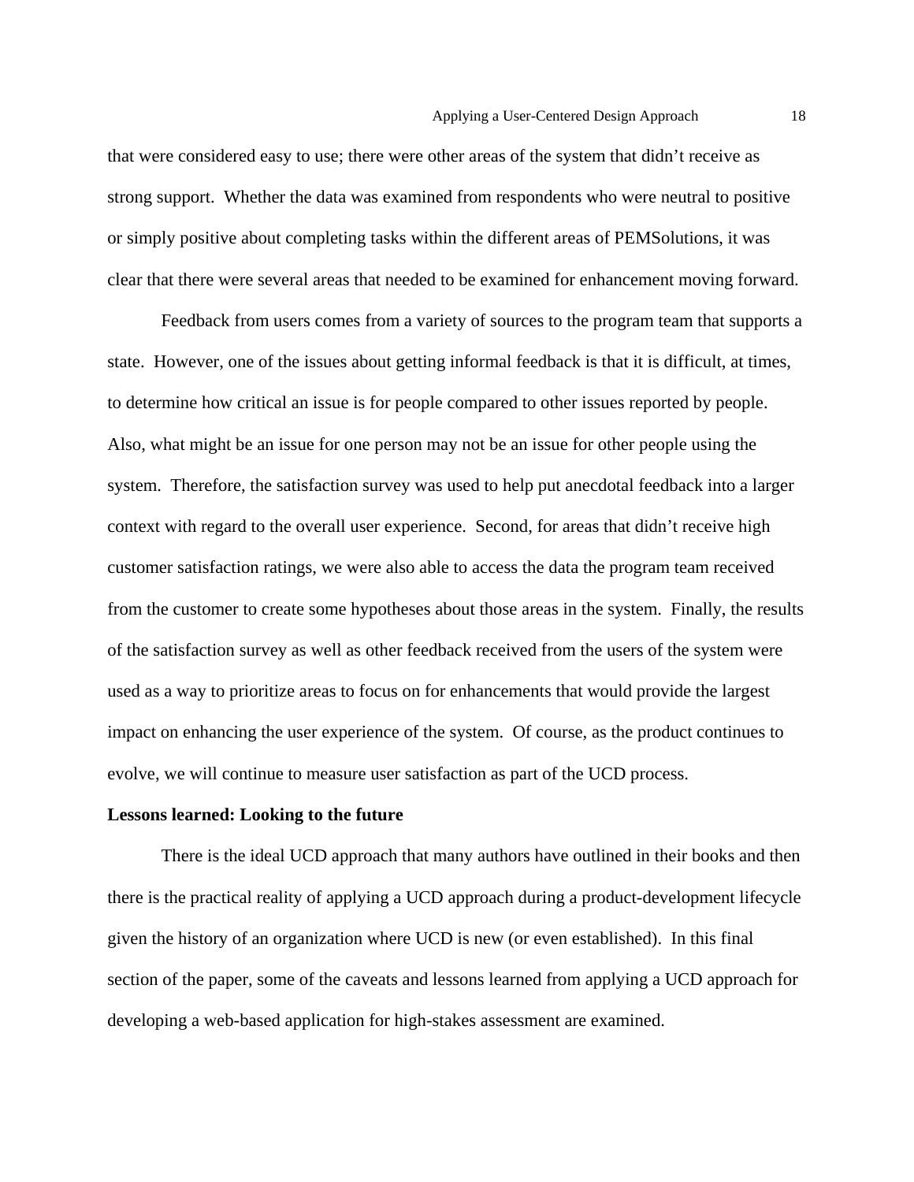that were considered easy to use; there were other areas of the system that didn't receive as strong support.  Whether the data was examined from respondents who were neutral to positive or simply positive about completing tasks within the different areas of PEMSolutions, it was clear that there were several areas that needed to be examined for enhancement moving forward.

Feedback from users comes from a variety of sources to the program team that supports a state.  However, one of the issues about getting informal feedback is that it is difficult, at times, to determine how critical an issue is for people compared to other issues reported by people.  Also, what might be an issue for one person may not be an issue for other people using the system.  Therefore, the satisfaction survey was used to help put anecdotal feedback into a larger context with regard to the overall user experience.  Second, for areas that didn't receive high customer satisfaction ratings, we were also able to access the data the program team received from the customer to create some hypotheses about those areas in the system.  Finally, the results of the satisfaction survey as well as other feedback received from the users of the system were used as a way to prioritize areas to focus on for enhancements that would provide the largest impact on enhancing the user experience of the system.  Of course, as the product continues to evolve, we will continue to measure user satisfaction as part of the UCD process.

**Lessons learned: Looking to the future**

There is the ideal UCD approach that many authors have outlined in their books and then there is the practical reality of applying a UCD approach during a product-development lifecycle given the history of an organization where UCD is new (or even established).  In this final section of the paper, some of the caveats and lessons learned from applying a UCD approach for developing a web-based application for high-stakes assessment are examined.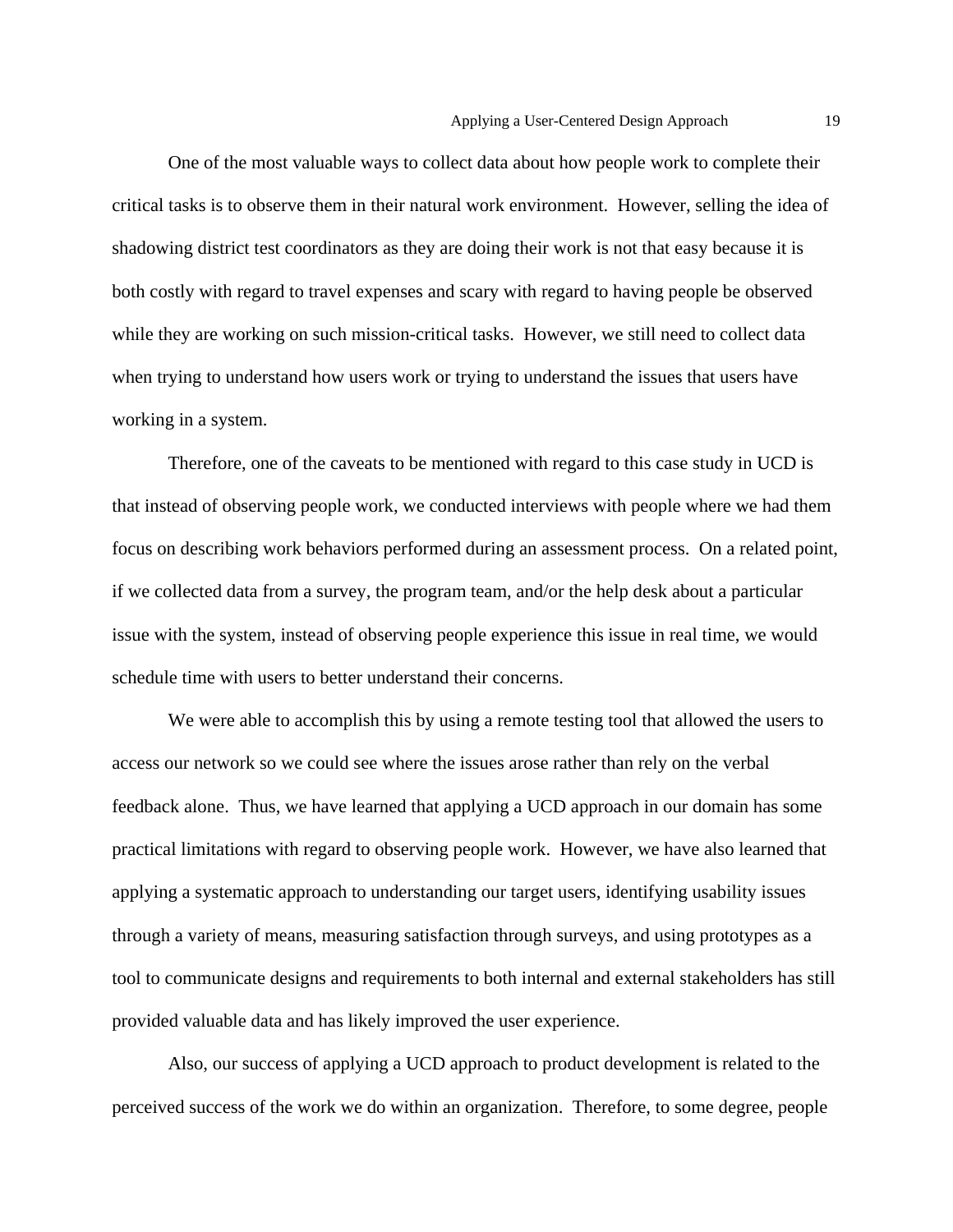One of the most valuable ways to collect data about how people work to complete their critical tasks is to observe them in their natural work environment. However, selling the idea of shadowing district test coordinators as they are doing their work is not that easy because it is both costly with regard to travel expenses and scary with regard to having people be observed while they are working on such mission-critical tasks. However, we still need to collect data when trying to understand how users work or trying to understand the issues that users have working in a system.

Therefore, one of the caveats to be mentioned with regard to this case study in UCD is that instead of observing people work, we conducted interviews with people where we had them focus on describing work behaviors performed during an assessment process. On a related point, if we collected data from a survey, the program team, and/or the help desk about a particular issue with the system, instead of observing people experience this issue in real time, we would schedule time with users to better understand their concerns.

We were able to accomplish this by using a remote testing tool that allowed the users to access our network so we could see where the issues arose rather than rely on the verbal feedback alone. Thus, we have learned that applying a UCD approach in our domain has some practical limitations with regard to observing people work. However, we have also learned that applying a systematic approach to understanding our target users, identifying usability issues through a variety of means, measuring satisfaction through surveys, and using prototypes as a tool to communicate designs and requirements to both internal and external stakeholders has still provided valuable data and has likely improved the user experience.

Also, our success of applying a UCD approach to product development is related to the perceived success of the work we do within an organization. Therefore, to some degree, people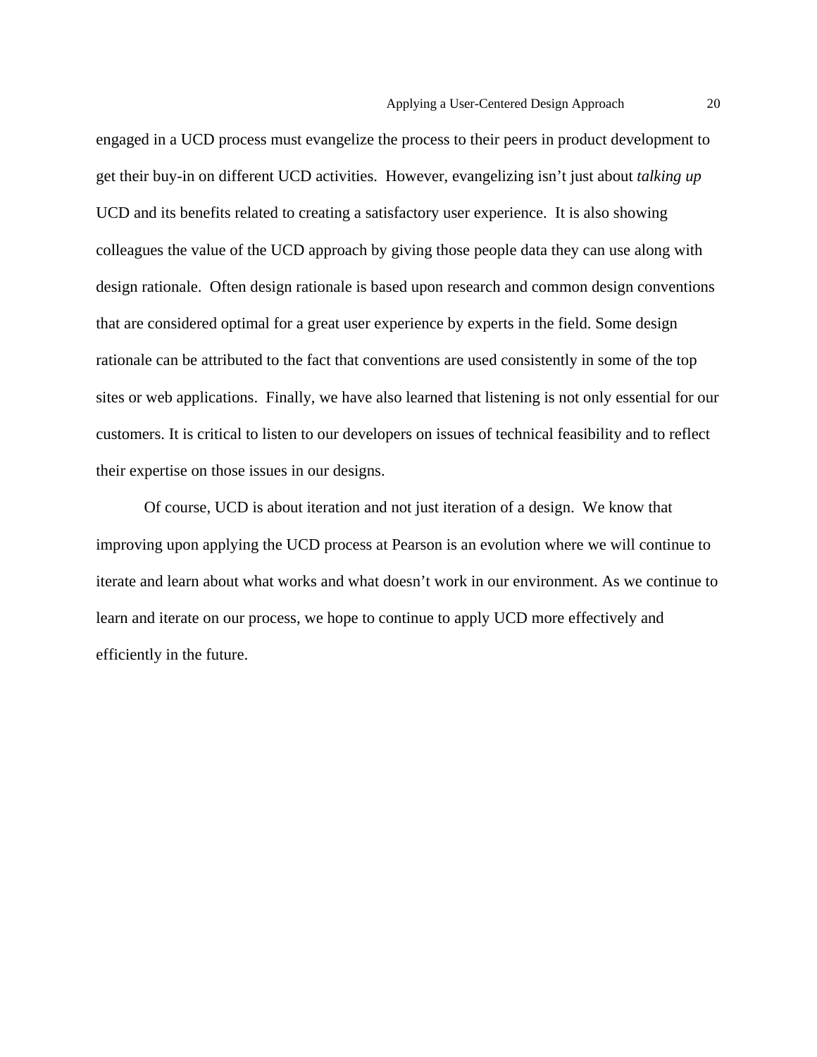engaged in a UCD process must evangelize the process to their peers in product development to get their buy-in on different UCD activities.  However, evangelizing isn't just about *talking up* UCD and its benefits related to creating a satisfactory user experience.  It is also showing colleagues the value of the UCD approach by giving those people data they can use along with design rationale.  Often design rationale is based upon research and common design conventions that are considered optimal for a great user experience by experts in the field. Some design rationale can be attributed to the fact that conventions are used consistently in some of the top sites or web applications.  Finally, we have also learned that listening is not only essential for our customers. It is critical to listen to our developers on issues of technical feasibility and to reflect their expertise on those issues in our designs.

Of course, UCD is about iteration and not just iteration of a design.  We know that improving upon applying the UCD process at Pearson is an evolution where we will continue to iterate and learn about what works and what doesn't work in our environment. As we continue to learn and iterate on our process, we hope to continue to apply UCD more effectively and efficiently in the future.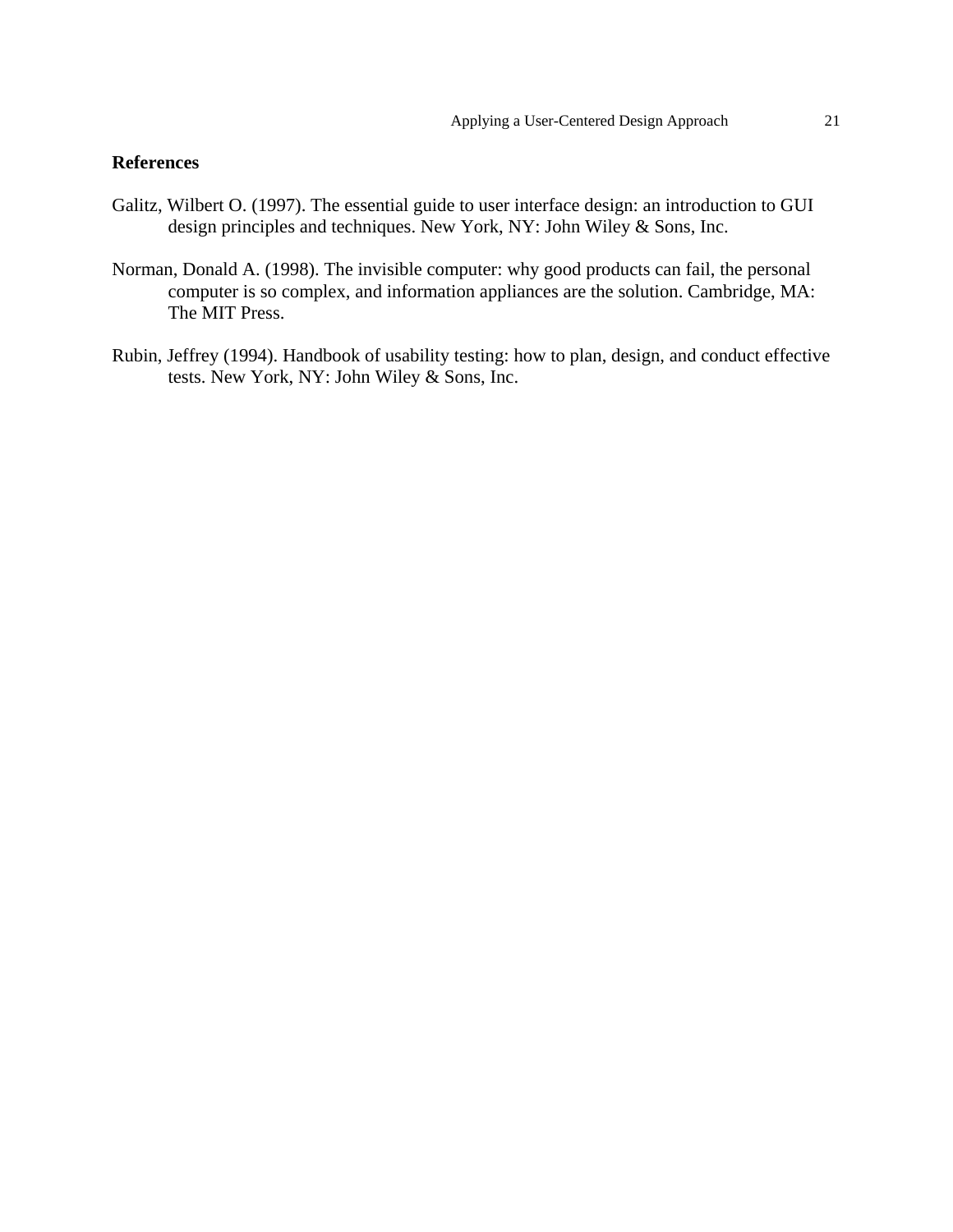## References

Galitz, Wilbert O. (1997). The essential guide to user interface design: an introduction to GUI design principles and techniques. New York, NY: John Wiley & Sons, Inc.

Norman, Donald A. (1998). The invisible computer: why good products can fail, the personal computer is so complex, and information appliances are the solution. Cambridge, MA: The MIT Press.

Rubin, Jeffrey (1994). Handbook of usability testing: how to plan, design, and conduct effective tests. New York, NY: John Wiley & Sons, Inc.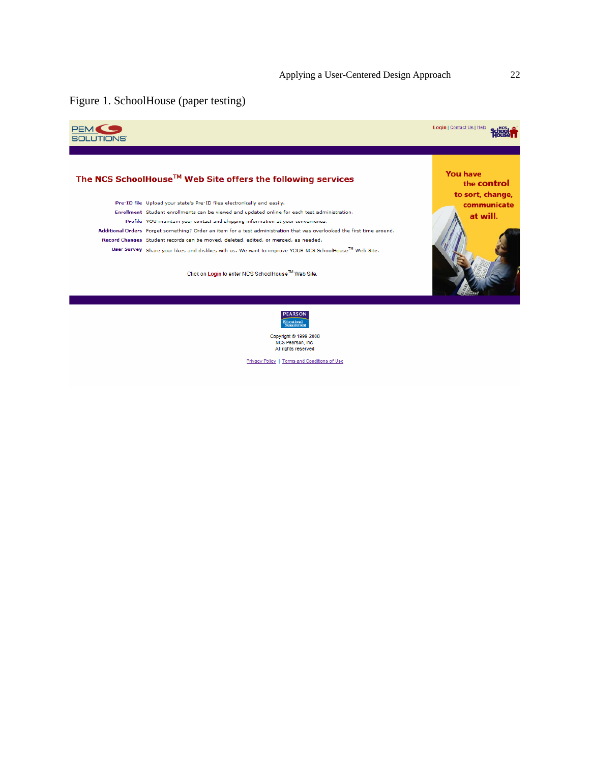Figure 1. SchoolHouse (paper testing)

PEM SOLUTIONS

Login | Contact Us | Help

## The NCS SchoolHouse™ Web Site offers the following services

| | |
|---|---|
| **Pre-ID file** | Upload your state's Pre-ID files electronically and easily. |
| **Enrollment** | Student enrollments can be viewed and updated online for each test administration. |
| **Profile** | YOU maintain your contact and shipping information at your convenience. |
| **Additional Orders** | Forget something? Order an item for a test administration that was overlooked the first time around. |
| **Record Changes** | Student records can be moved, deleted, edited, or merged, as needed. |
| **User Survey** | Share your likes and dislikes with us. We want to improve YOUR NCS SchoolHouse™ Web Site. |

Click on Login to enter NCS SchoolHouse™ Web Site.

You have the control to sort, change, communicate at will.

PEARSON Educational Measurement

Copyright © 1999-2008
NCS Pearson, Inc
All rights reserved

Privacy Policy | Terms and Conditions of Use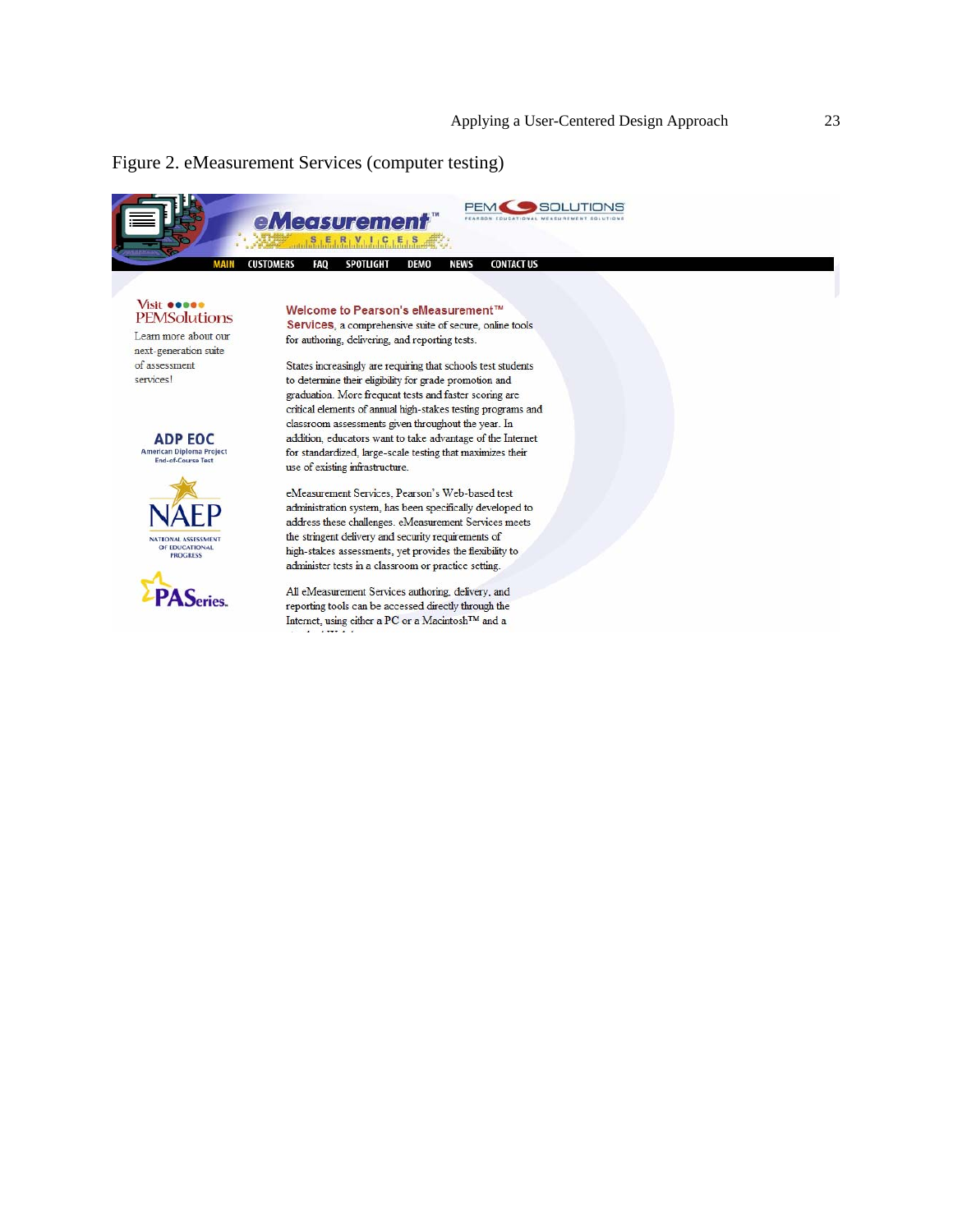Figure 2. eMeasurement Services (computer testing)

eMeasurement™ SERVICES

PEM SOLUTIONS
PEARSON EDUCATIONAL MEASUREMENT SOLUTIONS

MAIN CUSTOMERS FAQ SPOTLIGHT DEMO NEWS CONTACT US

Visit PEMSolutions
Learn more about our next-generation suite of assessment services!

ADP EOC
American Diploma Project
End-of-Course Test

NAEP
NATIONAL ASSESSMENT OF EDUCATIONAL PROGRESS

PASeries.

**Welcome to Pearson's eMeasurement™ Services**, a comprehensive suite of secure, online tools for authoring, delivering, and reporting tests.

States increasingly are requiring that schools test students to determine their eligibility for grade promotion and graduation. More frequent tests and faster scoring are critical elements of annual high-stakes testing programs and classroom assessments given throughout the year. In addition, educators want to take advantage of the Internet for standardized, large-scale testing that maximizes their use of existing infrastructure.

eMeasurement Services, Pearson's Web-based test administration system, has been specifically developed to address these challenges. eMeasurement Services meets the stringent delivery and security requirements of high-stakes assessments, yet provides the flexibility to administer tests in a classroom or practice setting.

All eMeasurement Services authoring, delivery, and reporting tools can be accessed directly through the Internet, using either a PC or a Macintosh™ and a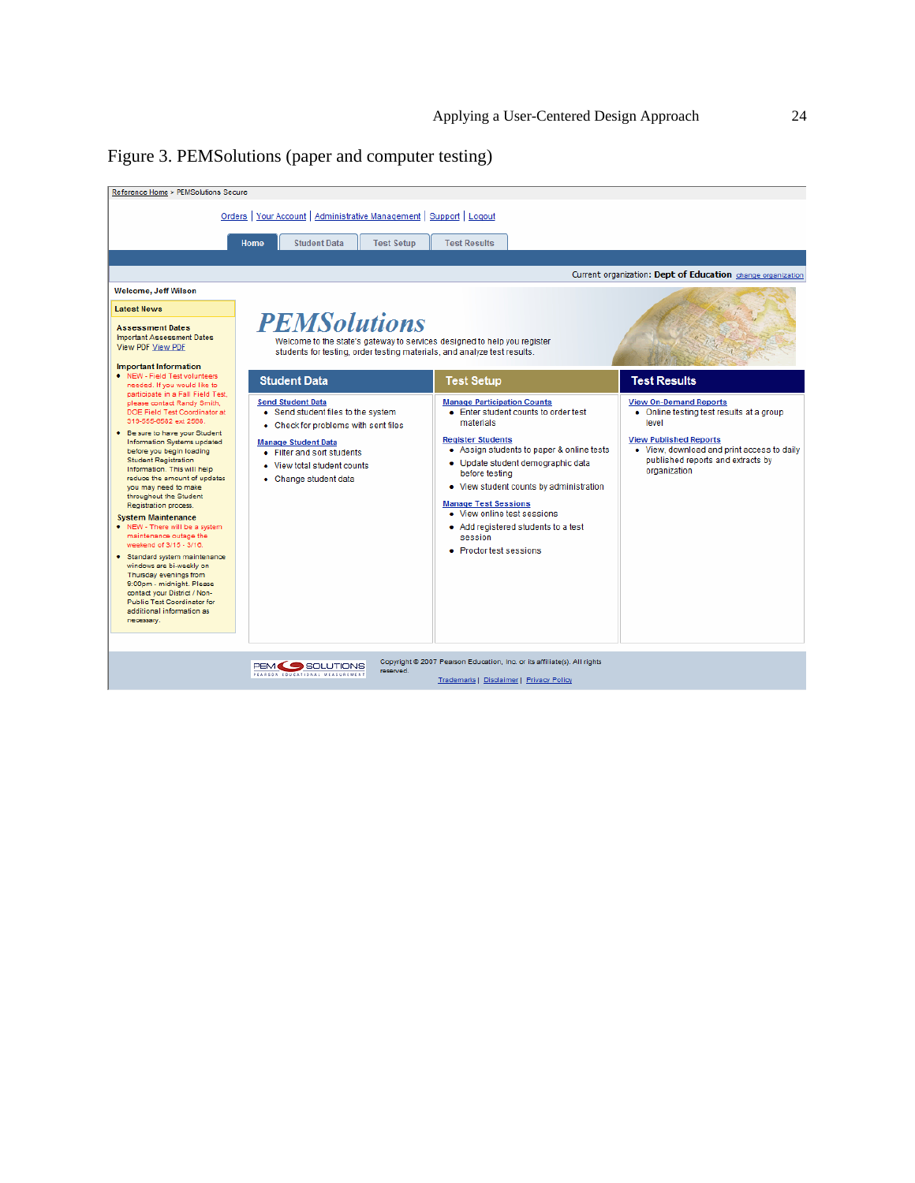Figure 3. PEMSolutions (paper and computer testing)

Reference Home > PEMSolutions Secure

Orders | Your Account | Administrative Management | Support | Logout

Home | Student Data | Test Setup | Test Results

Current organization: **Dept of Education** change organization

**Welcome, Jeff Wilson**

**Latest News**

**Assessment Dates**
Important Assessment Dates
View PDF View PDF

**Important Information**

- NEW - Field Test volunteers needed. If you would like to participate in a Fall Field Test, please contact Randy Smith, DOE Field Test Coordinator at 319-555-0582 ext 2586.
- Be sure to have your Student Information Systems updated before you begin loading Student Registration Information. This will help reduce the amount of updates you may need to make throughout the Student Registration process.

**System Maintenance**

- NEW - There will be a system maintenance outage the weekend of 3/15 - 3/16.
- Standard system maintenance windows are bi-weekly on Thursday evenings from 9:00pm - midnight. Please contact your District / Non-Public Test Coordinator for additional information as necessary.

# PEMSolutions

Welcome to the state's gateway to services designed to help you register students for testing, order testing materials, and analyze test results.

**Student Data**

Send Student Data

- Send student files to the system
- Check for problems with sent files

Manage Student Data

- Filter and sort students
- View total student counts
- Change student data

**Test Setup**

Manage Participation Counts

- Enter student counts to order test materials

Register Students

- Assign students to paper & online tests
- Update student demographic data before testing
- View student counts by administration

Manage Test Sessions

- View online test sessions
- Add registered students to a test session
- Proctor test sessions

**Test Results**

View On-Demand Reports

- Online testing test results at a group level

View Published Reports

- View, download and print access to daily published reports and extracts by organization

PEM SOLUTIONS PEARSON EDUCATIONAL MEASUREMENT

Copyright © 2007 Pearson Education, Inc. or its affiliate(s). All rights reserved.

Trademarks | Disclaimer | Privacy Policy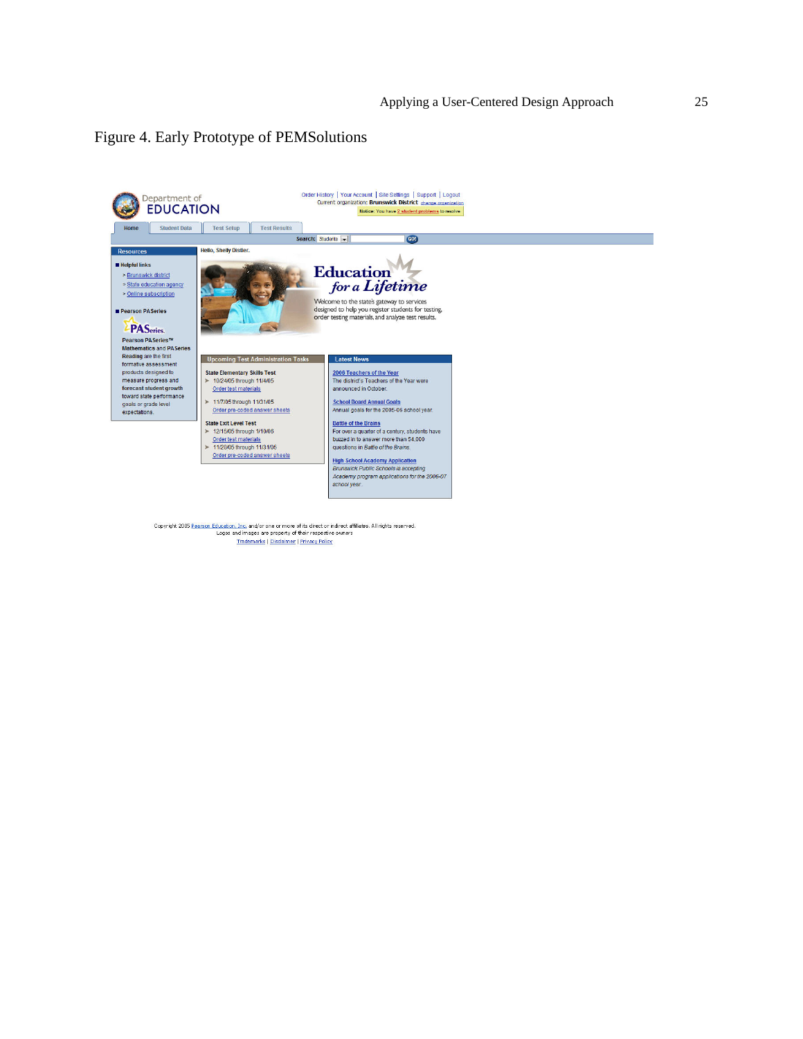Figure 4. Early Prototype of PEMSolutions

Order History | Your Account | Site Settings | Support | Logout
Current organization: Brunswick District change organization
Notice: You have 2 student problems to resolve

Department of EDUCATION

Home | Student Data | Test Setup | Test Results

Search: Students GO!

**Resources**

- **Helpful links**
  - > Brunswick district
  - > State education agency
  - > Online subscription
- **Pearson PASeries**

PASeries

Pearson PASeries™ Mathematics and PASeries Reading are the first formative assessment products designed to measure progress and forecast student growth toward state performance goals or grade level expectations.

Hello, Shelly Distler.

**Education for a Lifetime**

Welcome to the state's gateway to services designed to help you register students for testing, order testing materials, and analyze test results.

**Upcoming Test Administration Tasks**

**State Elementary Skills Test**
- 10/24/05 through 11/4/05
  Order test materials
- 11/7/05 through 11/31/05
  Order pre-coded answer sheets

**State Exit Level Test**
- 12/15/05 through 1/10/06
  Order test materials
- 11/20/05 through 11/31/05
  Order pre-coded answer sheets

**Latest News**

**2006 Teachers of the Year**
The district's Teachers of the Year were announced in October.

**School Board Annual Goals**
Annual goals for the 2005-06 school year.

**Battle of the Brains**
For over a quarter of a century, students have buzzed in to answer more than 54,000 questions in *Battle of the Brains.*

**High School Academy Application**
*Brunswick Public Schools is accepting Academy program applications for the 2006-07 school year.*

Copyright 2005 Pearson Education, Inc. and/or one or more of its direct or indirect affiliates. All rights reserved.
Logos and images are property of their respective owners
Trademarks | Disclaimer | Privacy Policy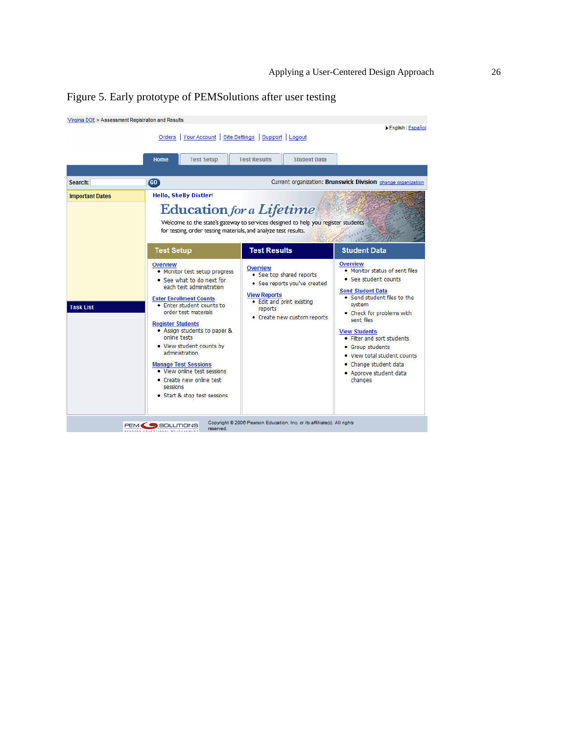Figure 5. Early prototype of PEMSolutions after user testing

Virginia DOE > Assessment Registration and Results

▶ English | Español

Orders | Your Account | Site Settings | Support | Logout

Home | Test Setup | Test Results | Student Data

Search: GO

Current organization: **Brunswick Division** change organization

**Important Dates**

**Task List**

**Hello, Shelly Distler!**

# Education *for a* *Lifetime*

Welcome to the state's gateway to services designed to help you register students for testing, order testing materials, and analyze test results.

## Test Setup

Overview
- Monitor test setup progress
- See what to do next for each test administration

Enter Enrollment Counts
- Enter student counts to order test materials

Register Students
- Assign students to paper & online tests
- View student counts by administration

Manage Test Sessions
- View online test sessions
- Create new online test sessions
- Start & stop test sessions

## Test Results

Overview
- See top shared reports
- See reports you've created

View Reports
- Edit and print existing reports
- Create new custom reports

## Student Data

Overview
- Monitor status of sent files
- See student counts

Send Student Data
- Send student files to the system
- Check for problems with sent files

View Students
- Filter and sort students
- Group students
- View total student counts
- Change student data
- Approve student data changes

PEM SOLUTIONS PEARSON EDUCATIONAL MEASUREMENT

Copyright © 2006 Pearson Education, Inc. or its affiliate(s). All rights reserved.